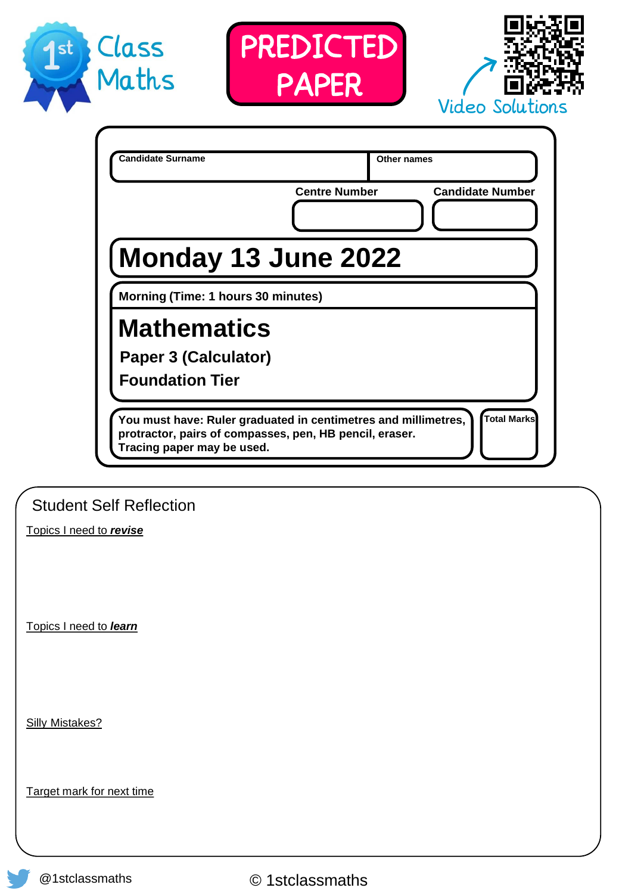1st Class Maths

**PREDICTED PAPER**

Video Solutions

| Candidate Surname | Other names |
| --- | --- |
| | |

| Centre Number | Candidate Number |
| --- | --- |
| | |

# Monday 13 June 2022

**Morning (Time: 1 hours 30 minutes)**

# Mathematics

**Paper 3 (Calculator)**

**Foundation Tier**

**You must have: Ruler graduated in centimetres and millimetres, protractor, pairs of compasses, pen, HB pencil, eraser. Tracing paper may be used.**

**Total Marks**

## Student Self Reflection

Topics I need to ***revise***

Topics I need to ***learn***

Silly Mistakes?

Target mark for next time

@1stclassmaths

© 1stclassmaths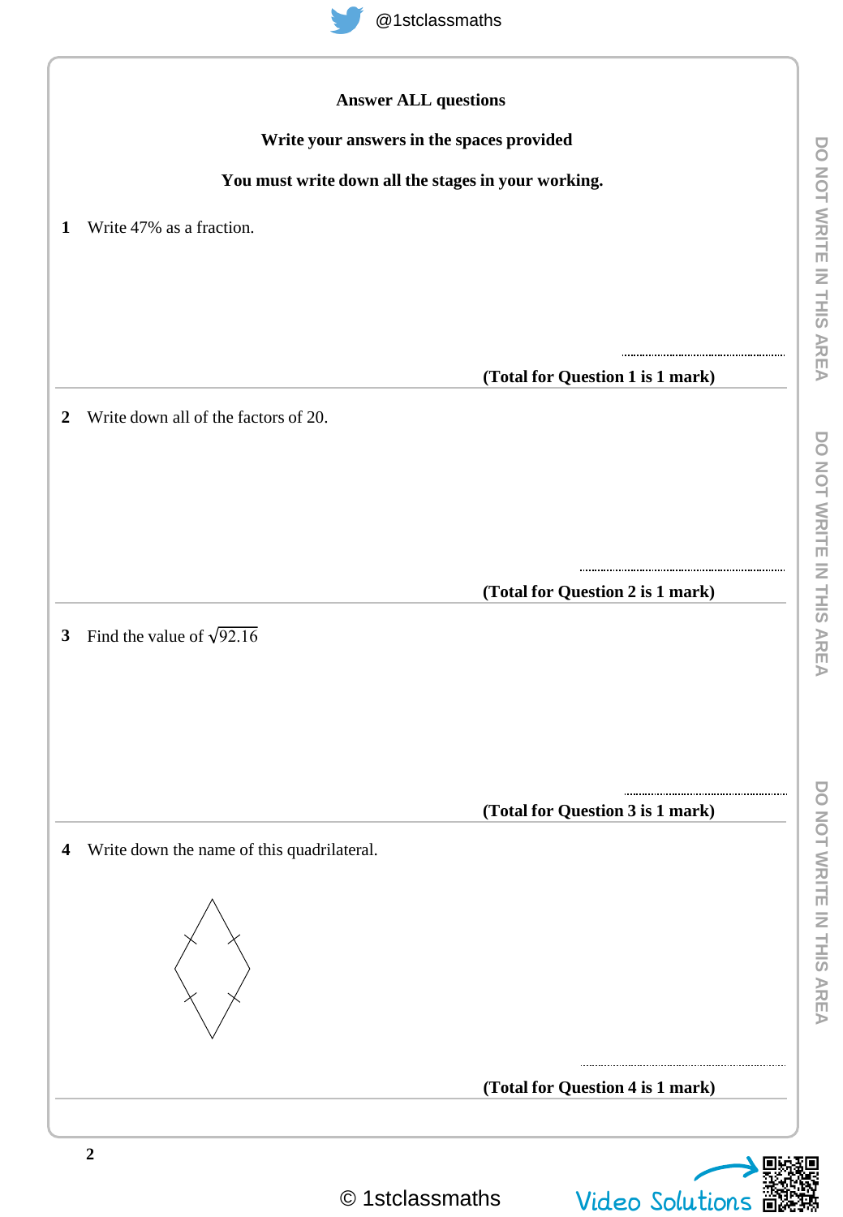**Answer ALL questions**

**Write your answers in the spaces provided**

**You must write down all the stages in your working.**

**1** Write 47% as a fraction.

..............................

**(Total for Question 1 is 1 mark)**

---

**2** Write down all of the factors of 20.

..............................

**(Total for Question 2 is 1 mark)**

---

**3** Find the value of $\sqrt{92.16}$

..............................

**(Total for Question 3 is 1 mark)**

---

**4** Write down the name of this quadrilateral.

..............................

**(Total for Question 4 is 1 mark)**

---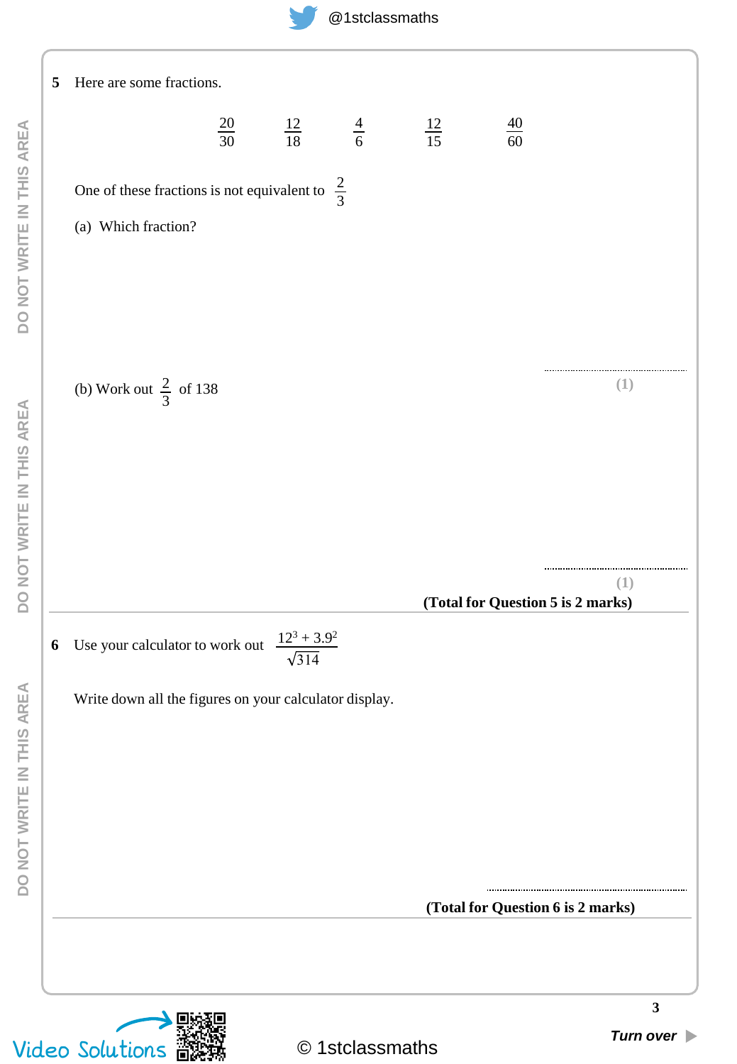**5** Here are some fractions.

$$\frac{20}{30} \qquad \frac{12}{18} \qquad \frac{4}{6} \qquad \frac{12}{15} \qquad \frac{40}{60}$$

One of these fractions is not equivalent to $\frac{2}{3}$

(a) Which fraction?

..............................................

**(1)**

(b) Work out $\frac{2}{3}$ of 138

..............................................

**(1)**

**(Total for Question 5 is 2 marks)**

---

**6** Use your calculator to work out $\dfrac{12^3 + 3.9^2}{\sqrt{314}}$

Write down all the figures on your calculator display.

..............................................

**(Total for Question 6 is 2 marks)**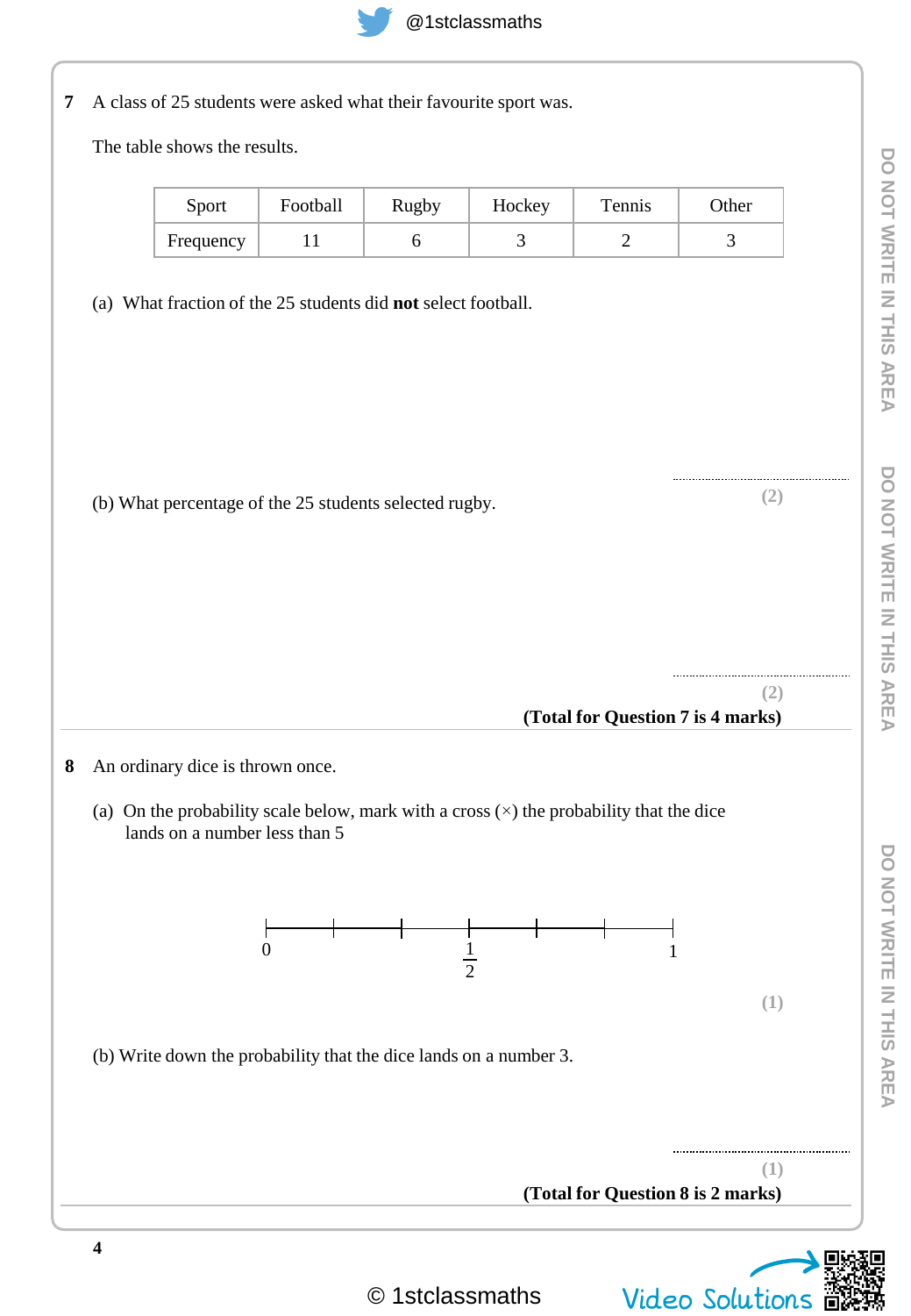**7** A class of 25 students were asked what their favourite sport was.

The table shows the results.

| Sport | Football | Rugby | Hockey | Tennis | Other |
|---|---|---|---|---|---|
| Frequency | 11 | 6 | 3 | 2 | 3 |

(a) What fraction of the 25 students did **not** select football.

..............................

**(2)**

(b) What percentage of the 25 students selected rugby.

..............................

**(2)**

**(Total for Question 7 is 4 marks)**

---

**8** An ordinary dice is thrown once.

(a) On the probability scale below, mark with a cross (×) the probability that the dice lands on a number less than 5

0 ——————————— $\frac{1}{2}$ ——————————— 1

**(1)**

(b) Write down the probability that the dice lands on a number 3.

..............................

**(1)**

**(Total for Question 8 is 2 marks)**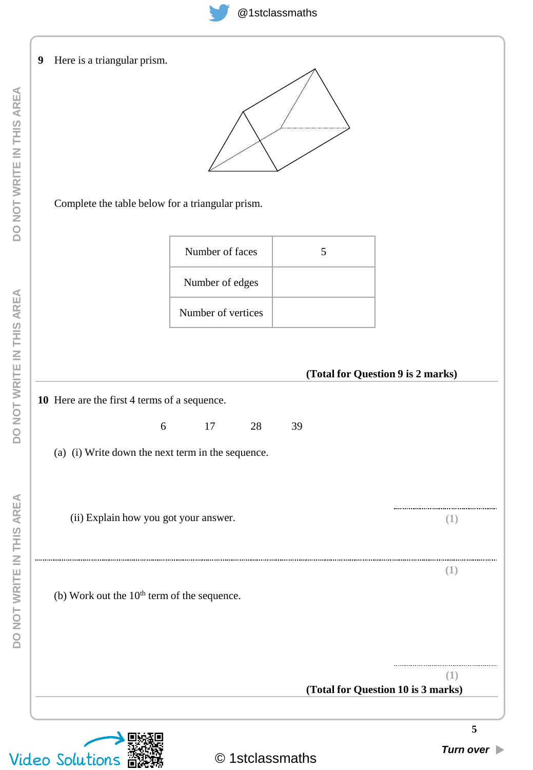**9** Here is a triangular prism.

Complete the table below for a triangular prism.

| | |
|---|---|
| Number of faces | 5 |
| Number of edges | |
| Number of vertices | |

**(Total for Question 9 is 2 marks)**

---

**10** Here are the first 4 terms of a sequence.

6 17 28 39

(a) (i) Write down the next term in the sequence.

..............................

**(1)**

(ii) Explain how you got your answer.

..............................................................................................................................

**(1)**

(b) Work out the 10th term of the sequence.

..............................

**(1)**

**(Total for Question 10 is 3 marks)**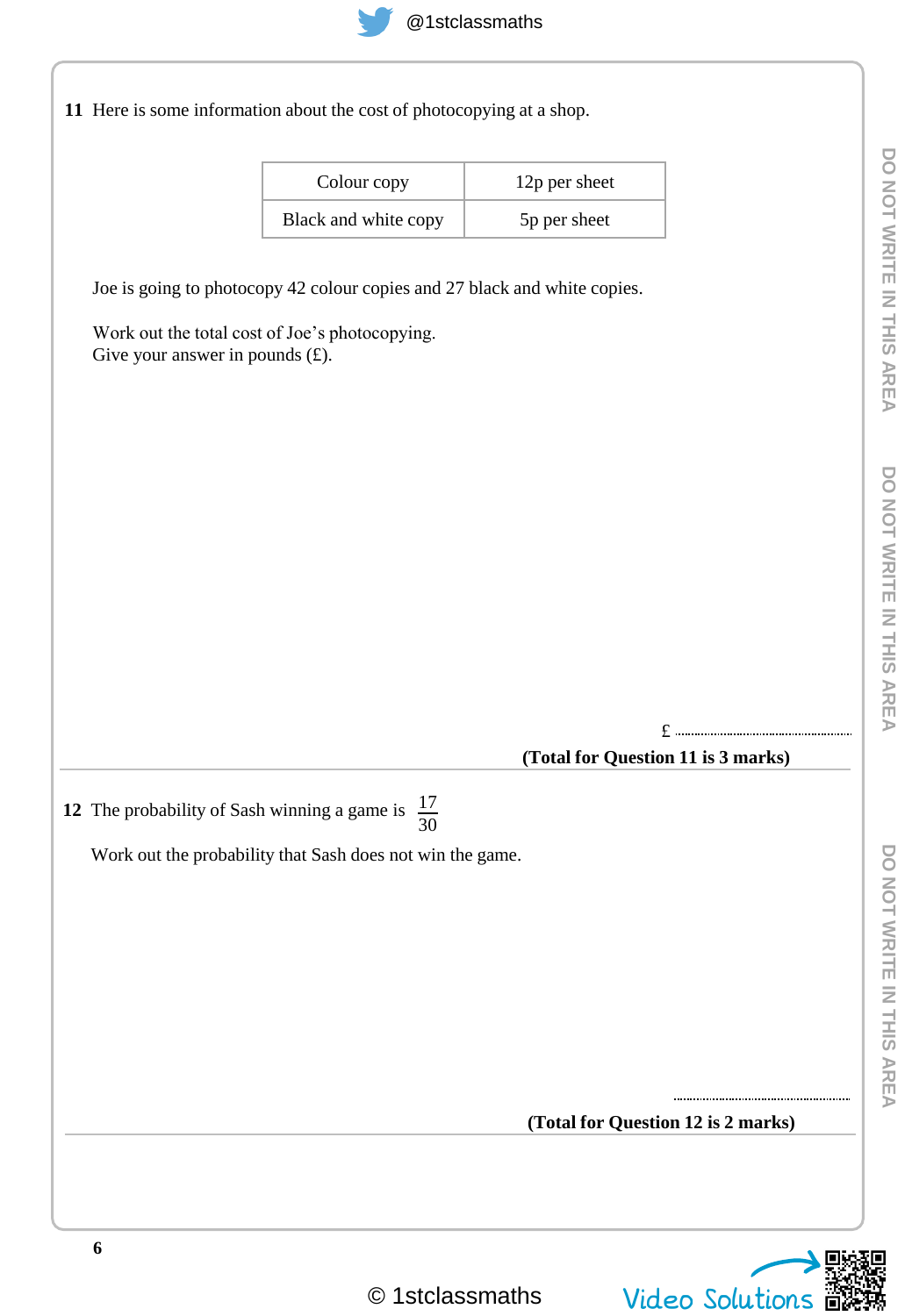**11** Here is some information about the cost of photocopying at a shop.

| Colour copy | 12p per sheet |
|---|---|
| Black and white copy | 5p per sheet |

Joe is going to photocopy 42 colour copies and 27 black and white copies.

Work out the total cost of Joe's photocopying.
Give your answer in pounds (£).

£ ..........................................

**(Total for Question 11 is 3 marks)**

---

**12** The probability of Sash winning a game is $\frac{17}{30}$

Work out the probability that Sash does not win the game.

..........................................

**(Total for Question 12 is 2 marks)**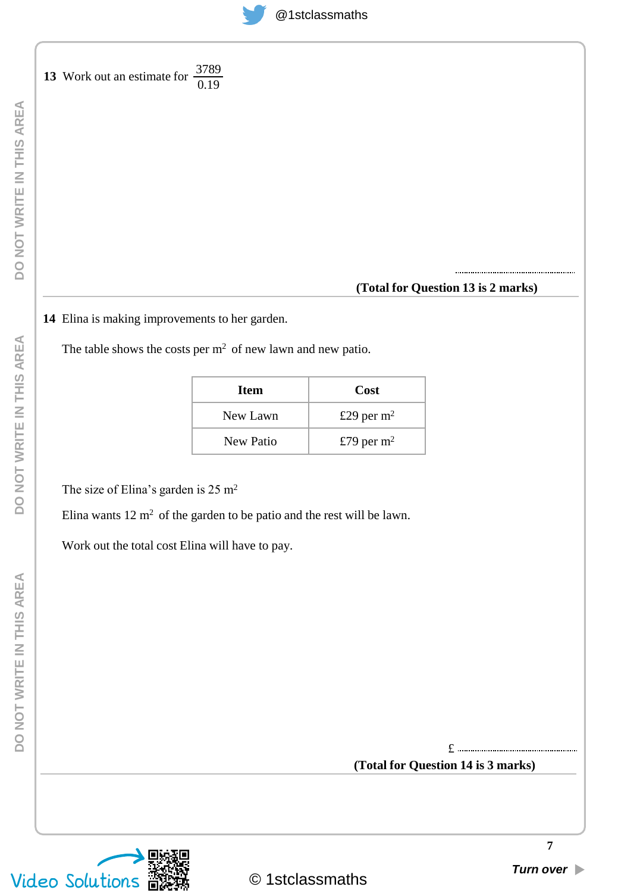**13** Work out an estimate for $\frac{3789}{0.19}$

..........................................

**(Total for Question 13 is 2 marks)**

---

**14** Elina is making improvements to her garden.

The table shows the costs per $m^2$ of new lawn and new patio.

| **Item** | **Cost** |
|---|---|
| New Lawn | £29 per $m^2$ |
| New Patio | £79 per $m^2$ |

The size of Elina's garden is 25 $m^2$

Elina wants 12 $m^2$ of the garden to be patio and the rest will be lawn.

Work out the total cost Elina will have to pay.

£ ..........................................

**(Total for Question 14 is 3 marks)**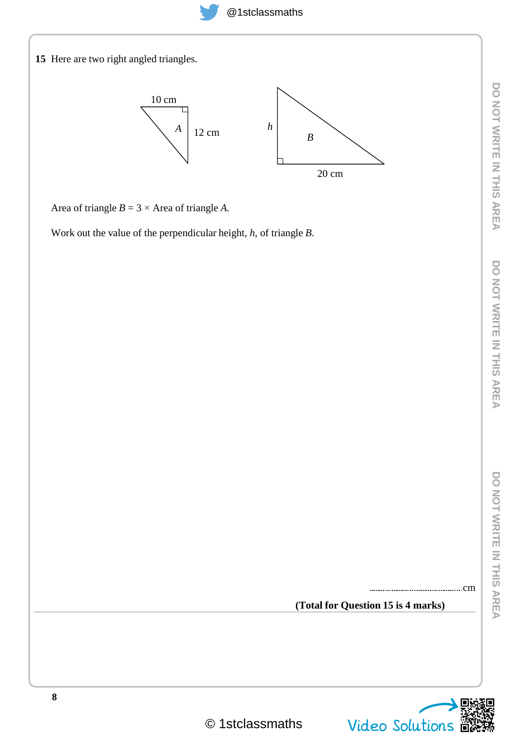**15** Here are two right angled triangles.

10 cm

$A$

12 cm

$h$

$B$

20 cm

Area of triangle $B = 3 \times$ Area of triangle $A$.

Work out the value of the perpendicular height, $h$, of triangle $B$.

.......................................................cm

**(Total for Question 15 is 4 marks)**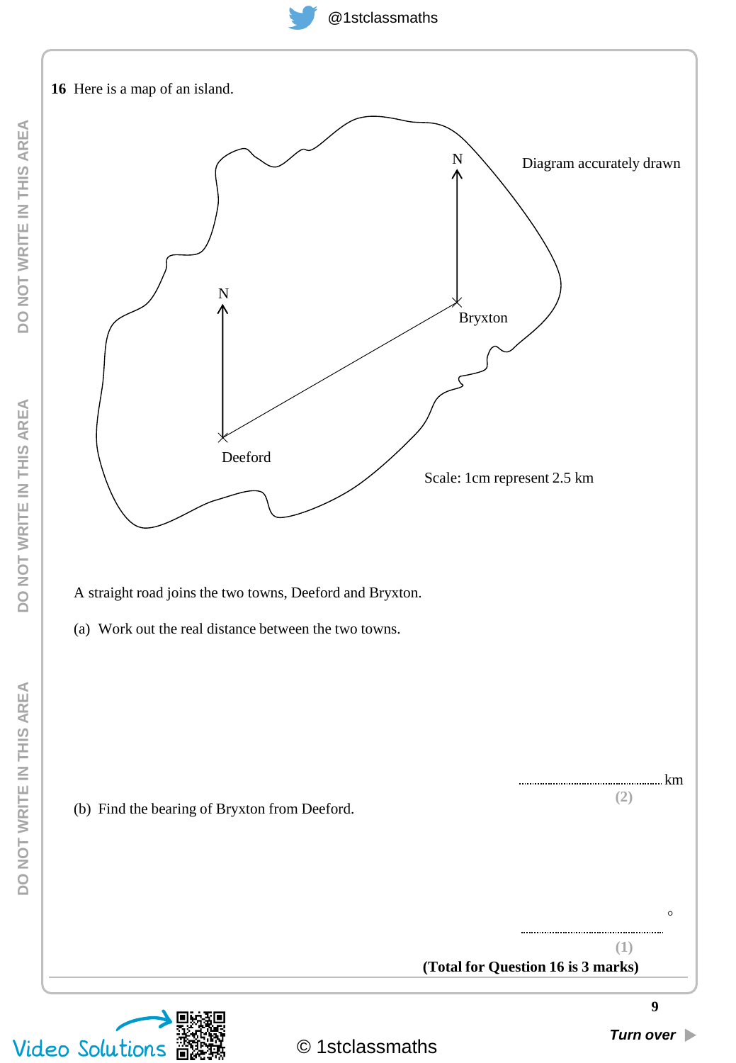**16** Here is a map of an island.

Diagram accurately drawn

Scale: 1cm represent 2.5 km

A straight road joins the two towns, Deeford and Bryxton.

(a) Work out the real distance between the two towns.

.............................................. km

**(2)**

(b) Find the bearing of Bryxton from Deeford.

.............................................. °

**(1)**

**(Total for Question 16 is 3 marks)**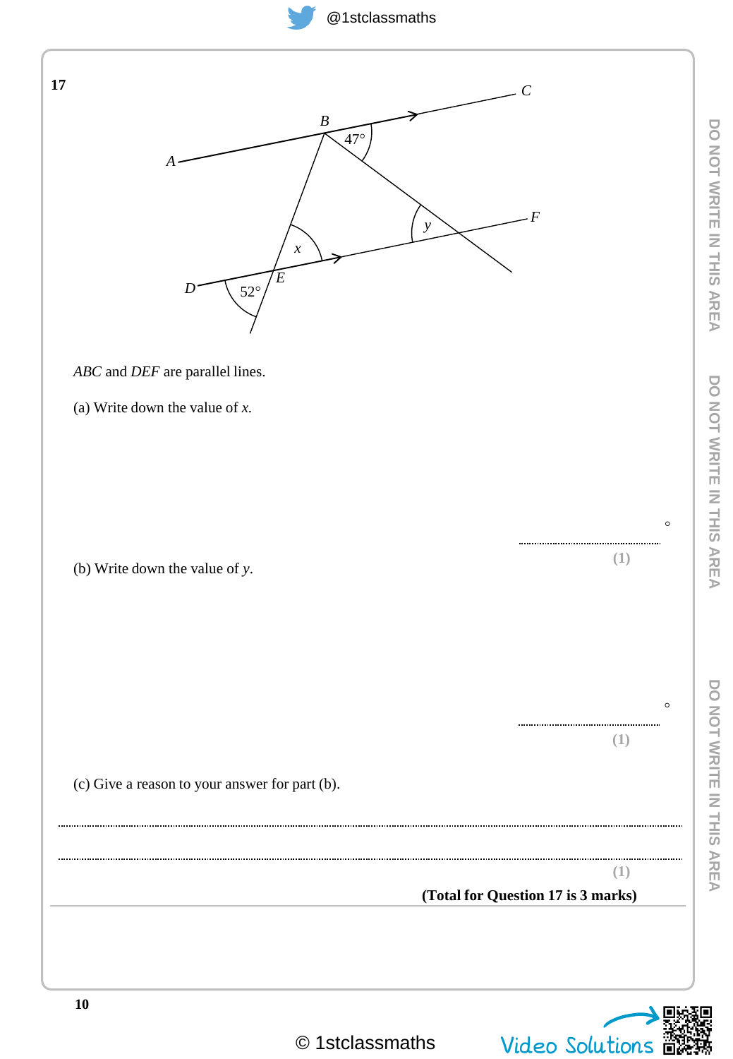**17**

$ABC$ and $DEF$ are parallel lines.

(a) Write down the value of $x$.

..............................°

**(1)**

(b) Write down the value of $y$.

..............................°

**(1)**

(c) Give a reason to your answer for part (b).

..................................................................................................................................

..................................................................................................................................

**(1)**

**(Total for Question 17 is 3 marks)**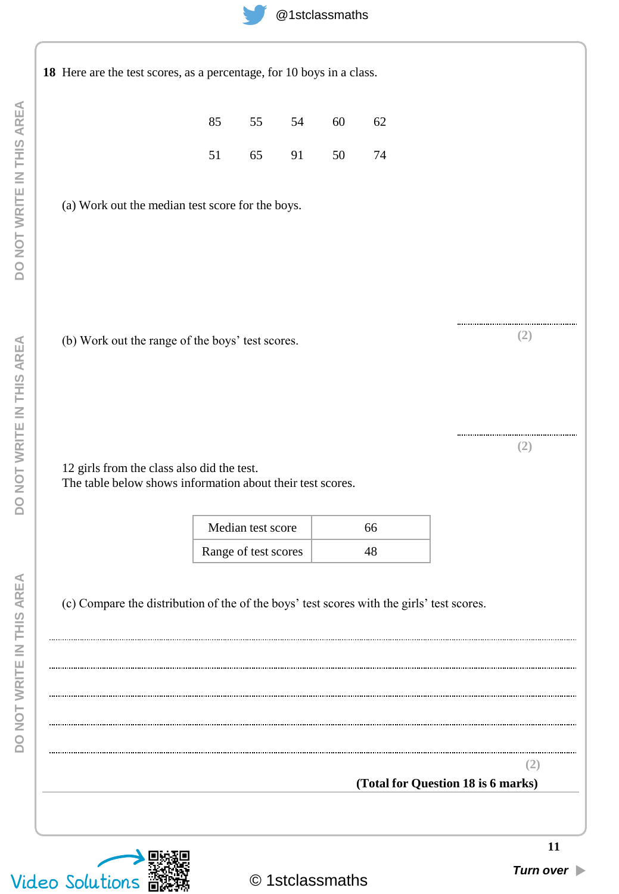**18** Here are the test scores, as a percentage, for 10 boys in a class.

| | | | | |
|---|---|---|---|---|
| 85 | 55 | 54 | 60 | 62 |
| 51 | 65 | 91 | 50 | 74 |

(a) Work out the median test score for the boys.

........................................

**(2)**

(b) Work out the range of the boys' test scores.

........................................

**(2)**

12 girls from the class also did the test.
The table below shows information about their test scores.

| | |
|---|---|
| Median test score | 66 |
| Range of test scores | 48 |

(c) Compare the distribution of the of the boys' test scores with the girls' test scores.

..........................................................................................................................................

..........................................................................................................................................

..........................................................................................................................................

..........................................................................................................................................

..........................................................................................................................................

**(2)**

**(Total for Question 18 is 6 marks)**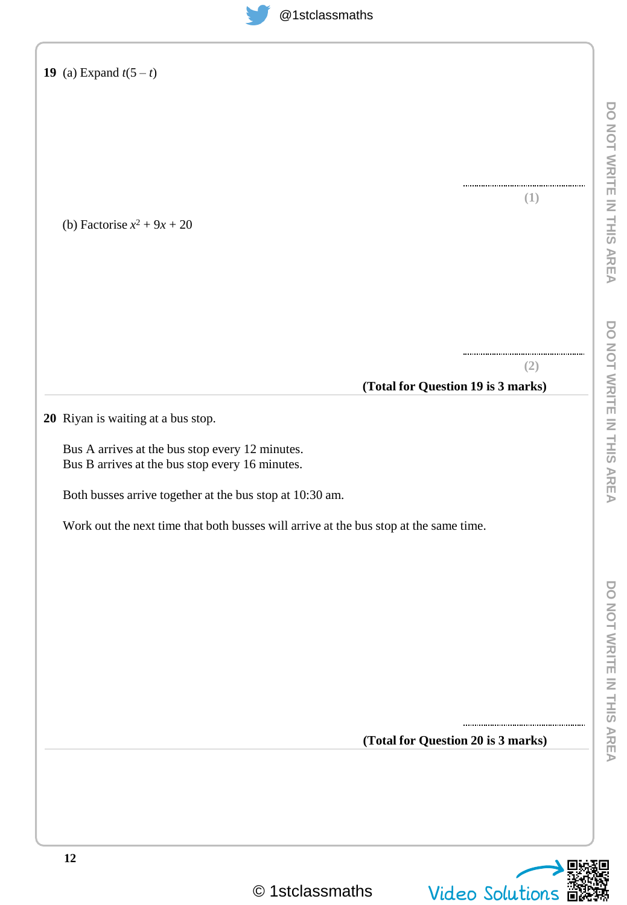**19** (a) Expand $t(5 - t)$

..............................

**(1)**

(b) Factorise $x^2 + 9x + 20$

..............................

**(2)**

**(Total for Question 19 is 3 marks)**

---

**20** Riyan is waiting at a bus stop.

Bus A arrives at the bus stop every 12 minutes.
Bus B arrives at the bus stop every 16 minutes.

Both busses arrive together at the bus stop at 10:30 am.

Work out the next time that both busses will arrive at the bus stop at the same time.

..............................

**(Total for Question 20 is 3 marks)**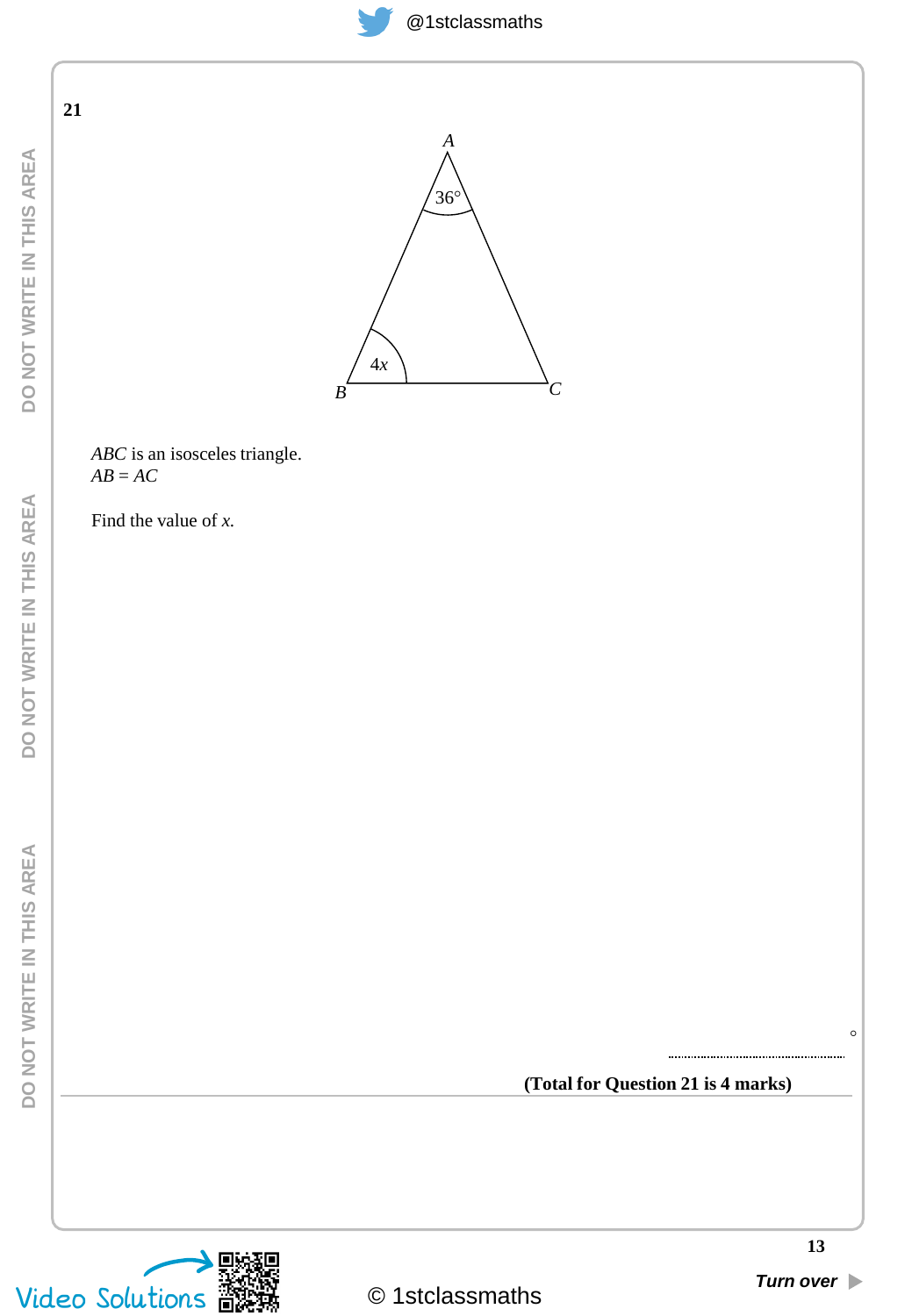**21**

ABC triangle diagram: angle at $A$ is $36°$, angle at $B$ is $4x$.

*ABC* is an isosceles triangle.
$AB = AC$

Find the value of $x$.

........................................ °

**(Total for Question 21 is 4 marks)**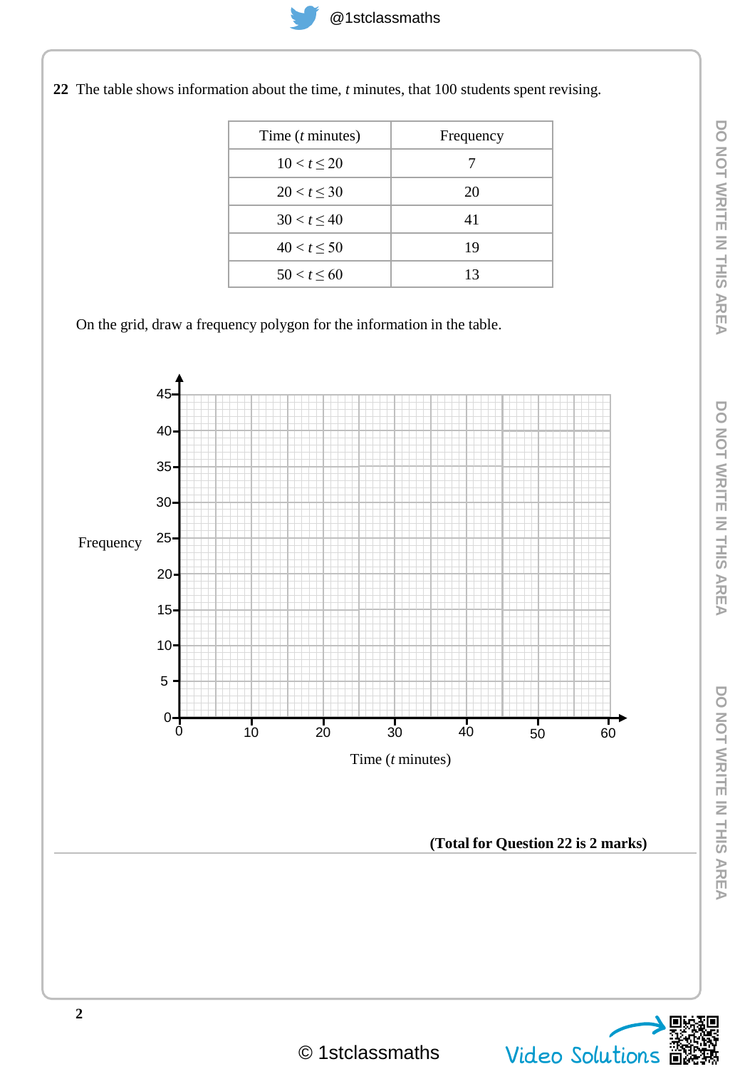**22** The table shows information about the time, $t$ minutes, that 100 students spent revising.

| Time ($t$ minutes) | Frequency |
|---|---|
| $10 < t \leq 20$ | 7 |
| $20 < t \leq 30$ | 20 |
| $30 < t \leq 40$ | 41 |
| $40 < t \leq 50$ | 19 |
| $50 < t \leq 60$ | 13 |

On the grid, draw a frequency polygon for the information in the table.

Frequency

45
40
35
30
25
20
15
10
5
0

0 10 20 30 40 50 60

Time ($t$ minutes)

**(Total for Question 22 is 2 marks)**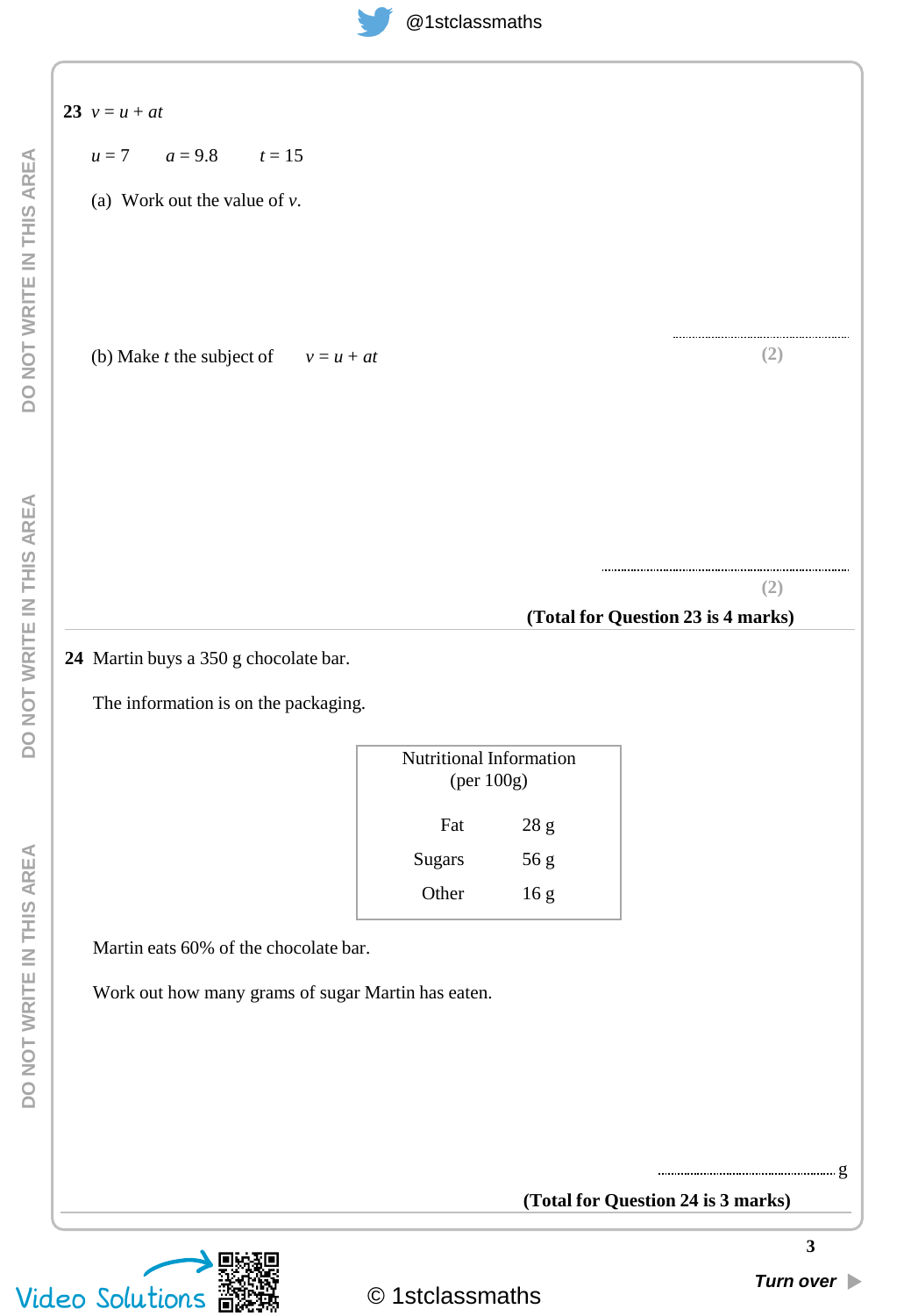**23** $v = u + at$

$u = 7 \qquad a = 9.8 \qquad t = 15$

(a) Work out the value of $v$.

..............................................................

**(2)**

(b) Make $t$ the subject of $\qquad v = u + at$

..............................................................

**(2)**

**(Total for Question 23 is 4 marks)**

---

**24** Martin buys a 350 g chocolate bar.

The information is on the packaging.

| Nutritional Information (per 100g) | |
|---|---|
| Fat | 28 g |
| Sugars | 56 g |
| Other | 16 g |

Martin eats 60% of the chocolate bar.

Work out how many grams of sugar Martin has eaten.

.............................................................. g

**(Total for Question 24 is 3 marks)**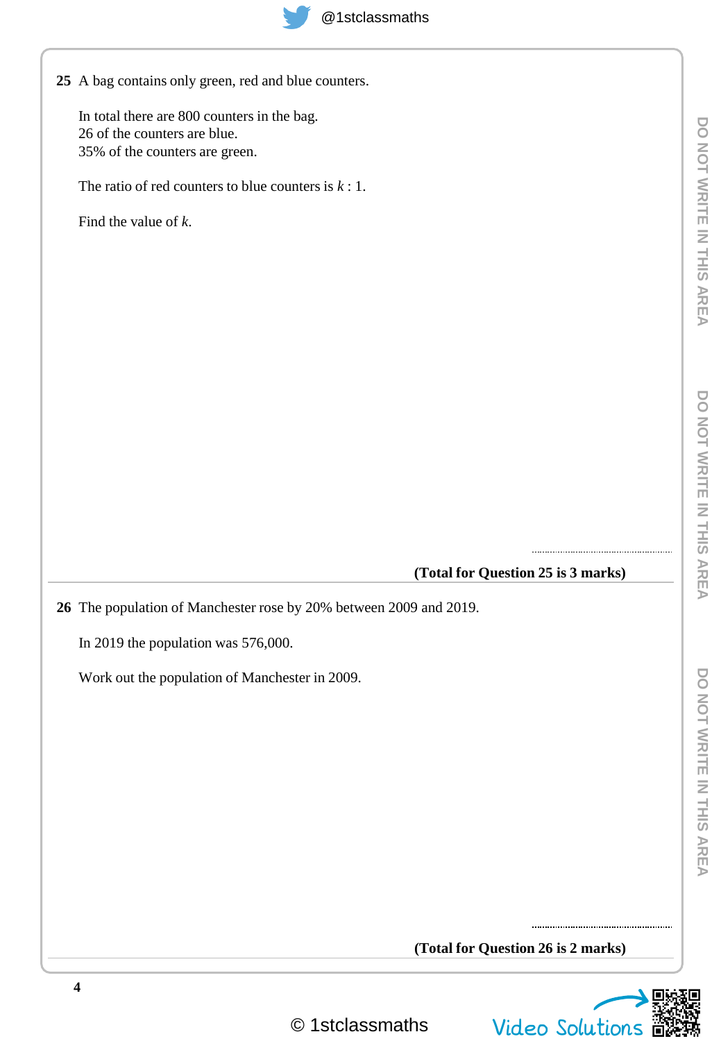**25** A bag contains only green, red and blue counters.

In total there are 800 counters in the bag.
26 of the counters are blue.
35% of the counters are green.

The ratio of red counters to blue counters is $k : 1$.

Find the value of $k$.

..............................

**(Total for Question 25 is 3 marks)**

---

**26** The population of Manchester rose by 20% between 2009 and 2019.

In 2019 the population was 576,000.

Work out the population of Manchester in 2009.

..............................

**(Total for Question 26 is 2 marks)**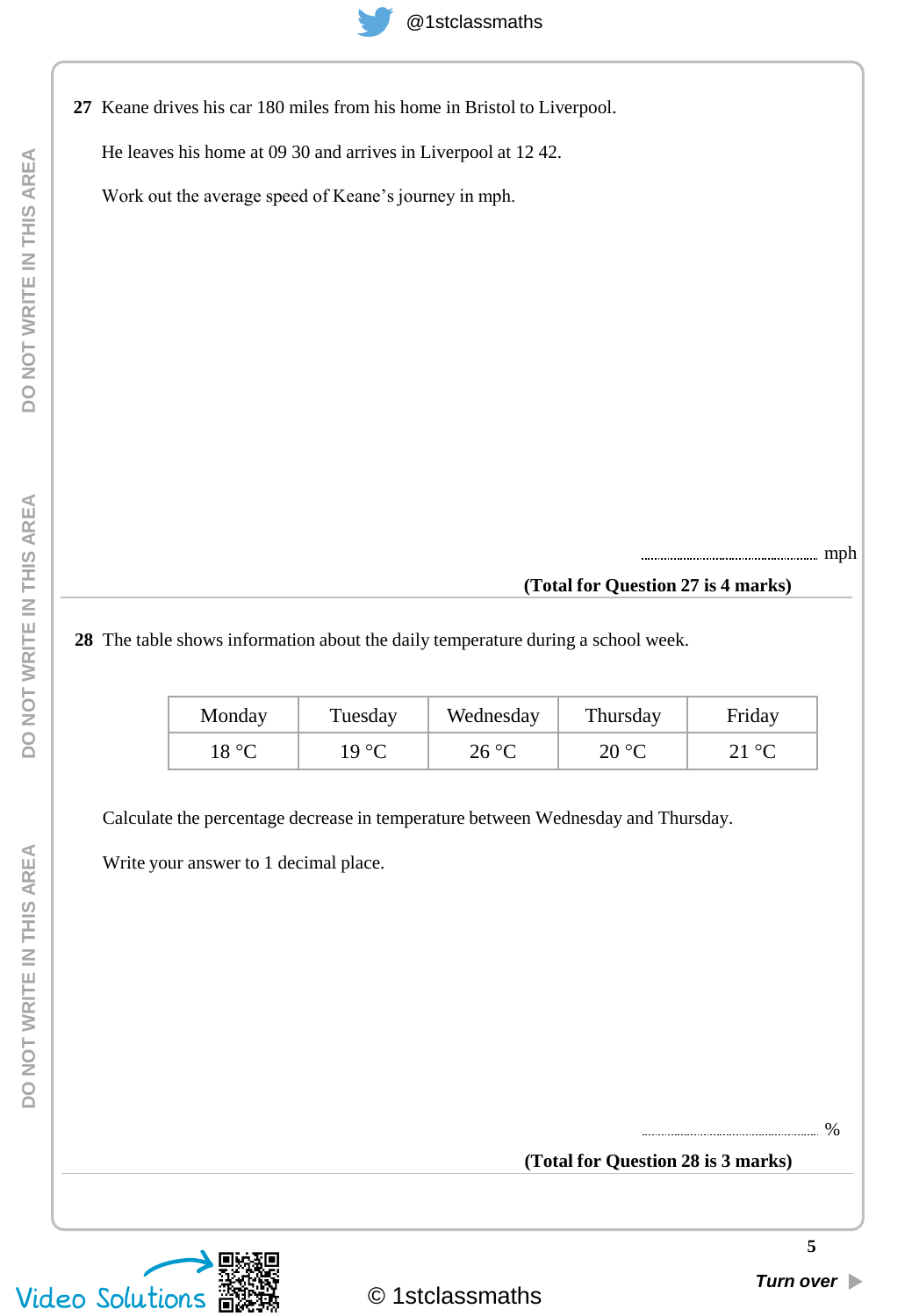**27** Keane drives his car 180 miles from his home in Bristol to Liverpool.

He leaves his home at 09 30 and arrives in Liverpool at 12 42.

Work out the average speed of Keane's journey in mph.

.......................................... mph

**(Total for Question 27 is 4 marks)**

---

**28** The table shows information about the daily temperature during a school week.

| Monday | Tuesday | Wednesday | Thursday | Friday |
|---|---|---|---|---|
| 18 °C | 19 °C | 26 °C | 20 °C | 21 °C |

Calculate the percentage decrease in temperature between Wednesday and Thursday.

Write your answer to 1 decimal place.

.......................................... %

**(Total for Question 28 is 3 marks)**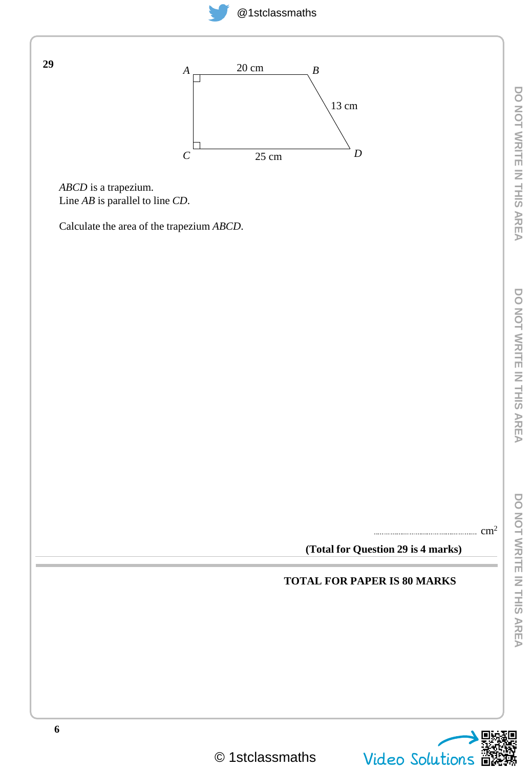**29**

A &nbsp;&nbsp;&nbsp;&nbsp; 20 cm &nbsp;&nbsp;&nbsp;&nbsp; B

13 cm

C &nbsp;&nbsp;&nbsp;&nbsp; 25 cm &nbsp;&nbsp;&nbsp;&nbsp; D

*ABCD* is a trapezium.
Line *AB* is parallel to line *CD*.

Calculate the area of the trapezium *ABCD*.

.......................................... $cm^2$

**(Total for Question 29 is 4 marks)**

---

**TOTAL FOR PAPER IS 80 MARKS**